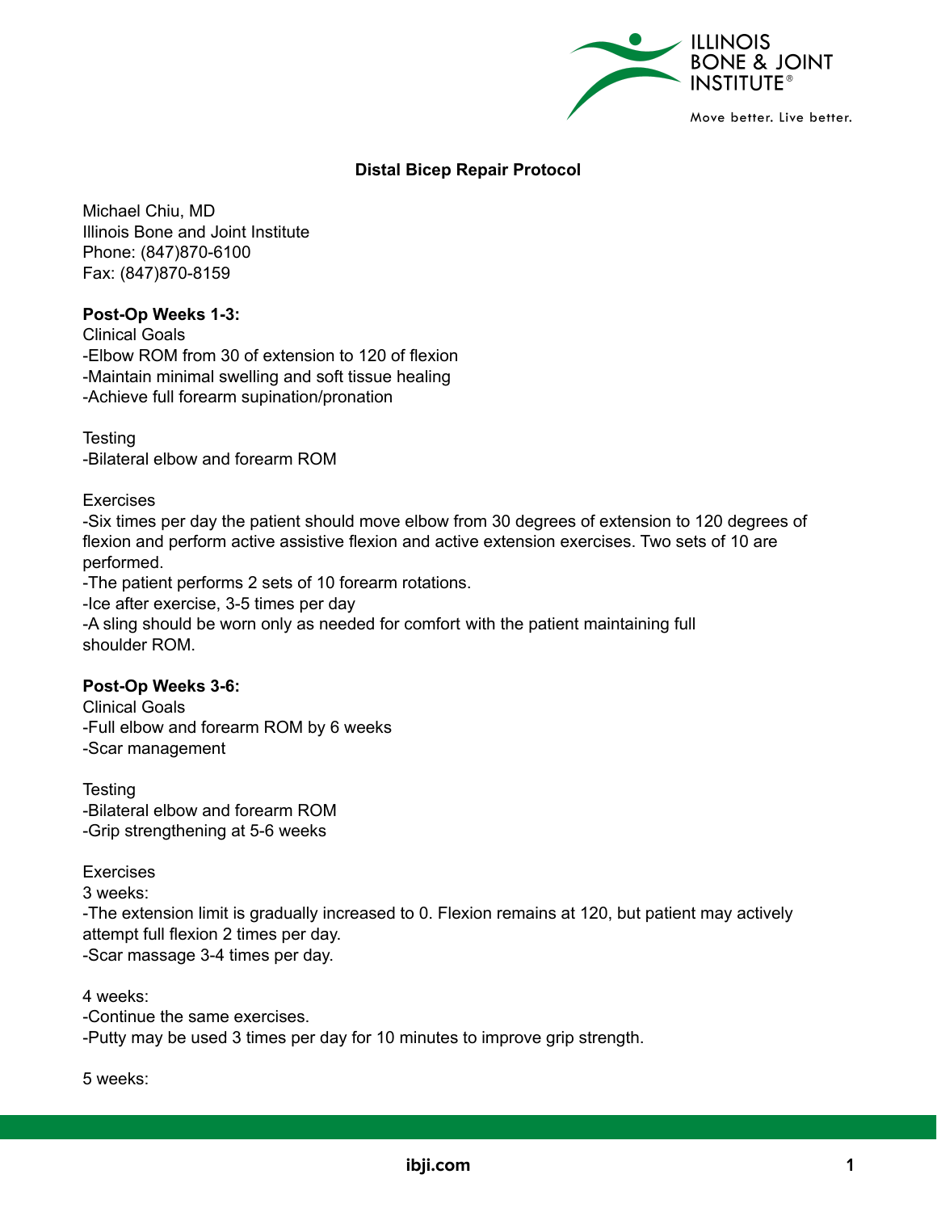# Distal Bicep Repair Protocol

Michael Chiu, MD
Illinois Bone and Joint Institute
Phone: (847)870-6100
Fax: (847)870-8159

**Post-Op Weeks 1-3:**

Clinical Goals
-Elbow ROM from 30 of extension to 120 of flexion
-Maintain minimal swelling and soft tissue healing
-Achieve full forearm supination/pronation

Testing
-Bilateral elbow and forearm ROM

Exercises
-Six times per day the patient should move elbow from 30 degrees of extension to 120 degrees of flexion and perform active assistive flexion and active extension exercises. Two sets of 10 are performed.
-The patient performs 2 sets of 10 forearm rotations.
-Ice after exercise, 3-5 times per day
-A sling should be worn only as needed for comfort with the patient maintaining full shoulder ROM.

**Post-Op Weeks 3-6:**

Clinical Goals
-Full elbow and forearm ROM by 6 weeks
-Scar management

Testing
-Bilateral elbow and forearm ROM
-Grip strengthening at 5-6 weeks

Exercises
3 weeks:
-The extension limit is gradually increased to 0. Flexion remains at 120, but patient may actively attempt full flexion 2 times per day.
-Scar massage 3-4 times per day.

4 weeks:
-Continue the same exercises.
-Putty may be used 3 times per day for 10 minutes to improve grip strength.

5 weeks: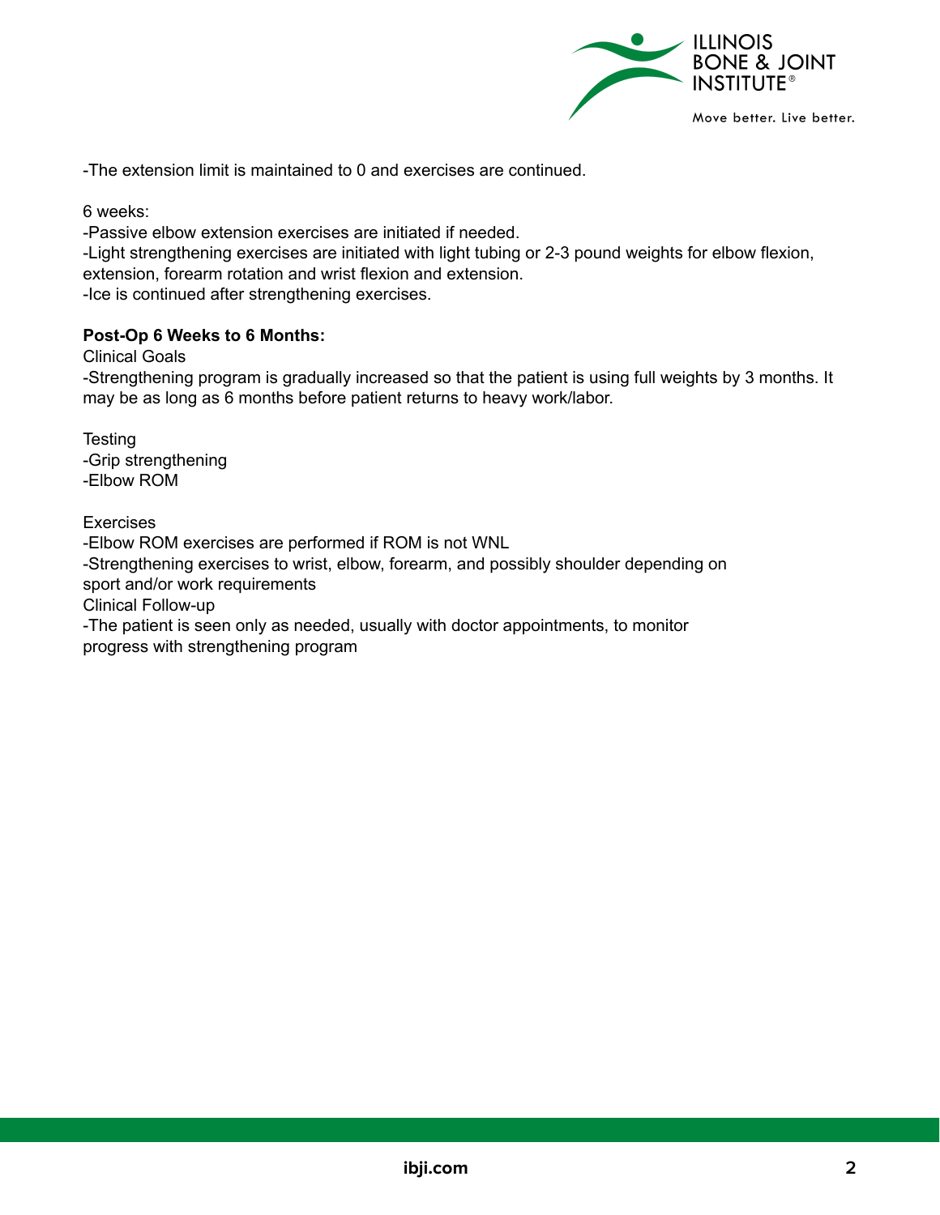-The extension limit is maintained to 0 and exercises are continued.

6 weeks:

-Passive elbow extension exercises are initiated if needed.

-Light strengthening exercises are initiated with light tubing or 2-3 pound weights for elbow flexion, extension, forearm rotation and wrist flexion and extension.

-Ice is continued after strengthening exercises.

**Post-Op 6 Weeks to 6 Months:**

Clinical Goals

-Strengthening program is gradually increased so that the patient is using full weights by 3 months. It may be as long as 6 months before patient returns to heavy work/labor.

Testing

-Grip strengthening

-Elbow ROM

Exercises

-Elbow ROM exercises are performed if ROM is not WNL

-Strengthening exercises to wrist, elbow, forearm, and possibly shoulder depending on sport and/or work requirements

Clinical Follow-up

-The patient is seen only as needed, usually with doctor appointments, to monitor progress with strengthening program